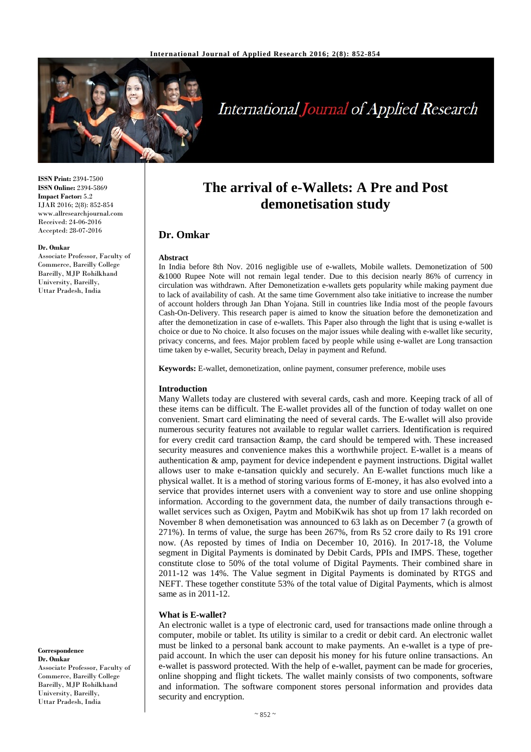# The arrival of e-Wallets: A Pre and Post demonetisation study

## Dr. Omkar

**ISSN Print:** 2394-7500
**ISSN Online:** 2394-5869
**Impact Factor:** 5.2
IJAR 2016; 2(8): 852-854
www.allresearchjournal.com
Received: 24-06-2016
Accepted: 28-07-2016

**Dr. Omkar**
Associate Professor, Faculty of Commerce, Bareilly College Bareilly, MJP Rohilkhand University, Bareilly, Uttar Pradesh, India

**Correspondence**
**Dr. Omkar**
Associate Professor, Faculty of Commerce, Bareilly College Bareilly, MJP Rohilkhand University, Bareilly, Uttar Pradesh, India

### Abstract

In India before 8th Nov. 2016 negligible use of e-wallets, Mobile wallets. Demonetization of 500 &1000 Rupee Note will not remain legal tender. Due to this decision nearly 86% of currency in circulation was withdrawn. After Demonetization e-wallets gets popularity while making payment due to lack of availability of cash. At the same time Government also take initiative to increase the number of account holders through Jan Dhan Yojana. Still in countries like India most of the people favours Cash-On-Delivery. This research paper is aimed to know the situation before the demonetization and after the demonetization in case of e-wallets. This Paper also through the light that is using e-wallet is choice or due to No choice. It also focuses on the major issues while dealing with e-wallet like security, privacy concerns, and fees. Major problem faced by people while using e-wallet are Long transaction time taken by e-wallet, Security breach, Delay in payment and Refund.

**Keywords:** E-wallet, demonetization, online payment, consumer preference, mobile uses

### Introduction

Many Wallets today are clustered with several cards, cash and more. Keeping track of all of these items can be difficult. The E-wallet provides all of the function of today wallet on one convenient. Smart card eliminating the need of several cards. The E-wallet will also provide numerous security features not available to regular wallet carriers. Identification is required for every credit card transaction &amp, the card should be tempered with. These increased security measures and convenience makes this a worthwhile project. E-wallet is a means of authentication & amp, payment for device independent e payment instructions. Digital wallet allows user to make e-tansation quickly and securely. An E-wallet functions much like a physical wallet. It is a method of storing various forms of E-money, it has also evolved into a service that provides internet users with a convenient way to store and use online shopping information. According to the government data, the number of daily transactions through e-wallet services such as Oxigen, Paytm and MobiKwik has shot up from 17 lakh recorded on November 8 when demonetisation was announced to 63 lakh as on December 7 (a growth of 271%). In terms of value, the surge has been 267%, from Rs 52 crore daily to Rs 191 crore now. (As reposted by times of India on December 10, 2016). In 2017-18, the Volume segment in Digital Payments is dominated by Debit Cards, PPIs and IMPS. These, together constitute close to 50% of the total volume of Digital Payments. Their combined share in 2011-12 was 14%. The Value segment in Digital Payments is dominated by RTGS and NEFT. These together constitute 53% of the total value of Digital Payments, which is almost same as in 2011-12.

### What is E-wallet?

An electronic wallet is a type of electronic card, used for transactions made online through a computer, mobile or tablet. Its utility is similar to a credit or debit card. An electronic wallet must be linked to a personal bank account to make payments. An e-wallet is a type of pre-paid account. In which the user can deposit his money for his future online transactions. An e-wallet is password protected. With the help of e-wallet, payment can be made for groceries, online shopping and flight tickets. The wallet mainly consists of two components, software and information. The software component stores personal information and provides data security and encryption.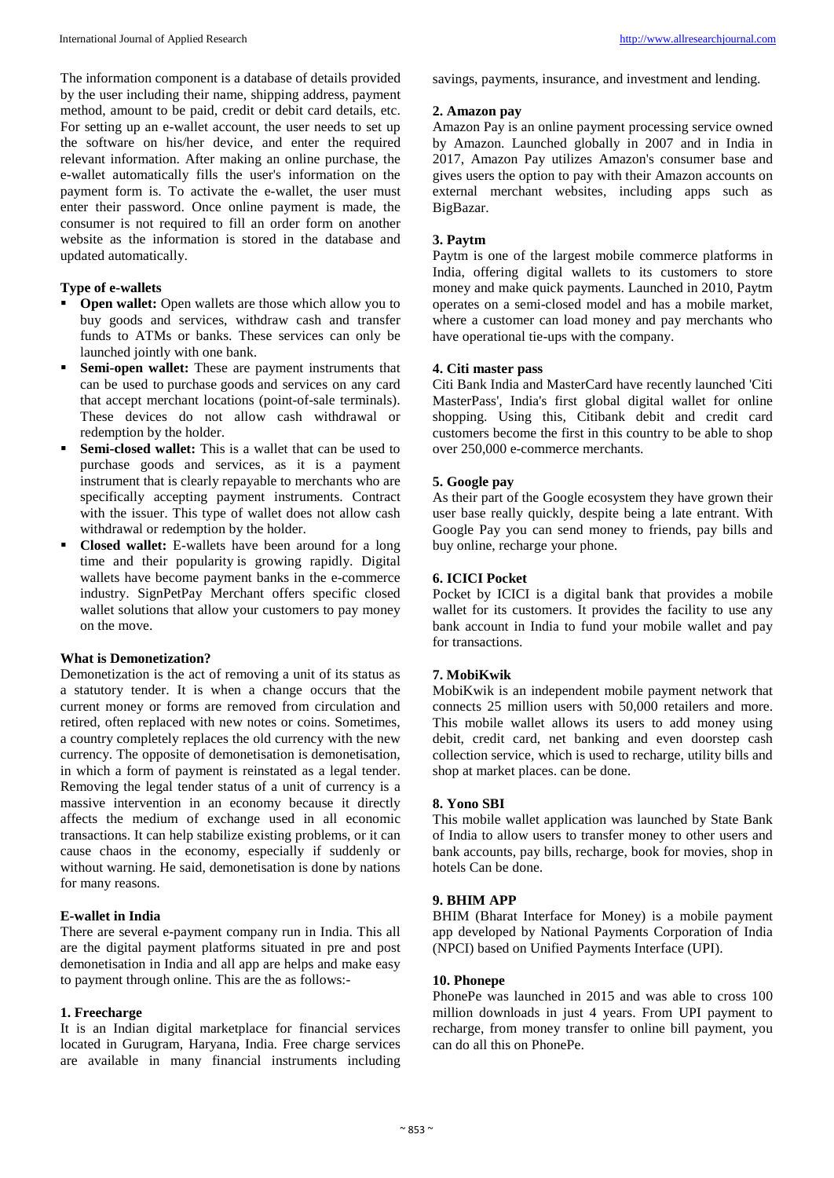The information component is a database of details provided by the user including their name, shipping address, payment method, amount to be paid, credit or debit card details, etc. For setting up an e-wallet account, the user needs to set up the software on his/her device, and enter the required relevant information. After making an online purchase, the e-wallet automatically fills the user's information on the payment form is. To activate the e-wallet, the user must enter their password. Once online payment is made, the consumer is not required to fill an order form on another website as the information is stored in the database and updated automatically.

**Type of e-wallets**

- **Open wallet:** Open wallets are those which allow you to buy goods and services, withdraw cash and transfer funds to ATMs or banks. These services can only be launched jointly with one bank.
- **Semi-open wallet:** These are payment instruments that can be used to purchase goods and services on any card that accept merchant locations (point-of-sale terminals). These devices do not allow cash withdrawal or redemption by the holder.
- **Semi-closed wallet:** This is a wallet that can be used to purchase goods and services, as it is a payment instrument that is clearly repayable to merchants who are specifically accepting payment instruments. Contract with the issuer. This type of wallet does not allow cash withdrawal or redemption by the holder.
- **Closed wallet:** E-wallets have been around for a long time and their popularity is growing rapidly. Digital wallets have become payment banks in the e-commerce industry. SignPetPay Merchant offers specific closed wallet solutions that allow your customers to pay money on the move.

**What is Demonetization?**

Demonetization is the act of removing a unit of its status as a statutory tender. It is when a change occurs that the current money or forms are removed from circulation and retired, often replaced with new notes or coins. Sometimes, a country completely replaces the old currency with the new currency. The opposite of demonetisation is demonetisation, in which a form of payment is reinstated as a legal tender. Removing the legal tender status of a unit of currency is a massive intervention in an economy because it directly affects the medium of exchange used in all economic transactions. It can help stabilize existing problems, or it can cause chaos in the economy, especially if suddenly or without warning. He said, demonetisation is done by nations for many reasons.

**E-wallet in India**

There are several e-payment company run in India. This all are the digital payment platforms situated in pre and post demonetisation in India and all app are helps and make easy to payment through online. This are the as follows:-

**1. Freecharge**

It is an Indian digital marketplace for financial services located in Gurugram, Haryana, India. Free charge services are available in many financial instruments including savings, payments, insurance, and investment and lending.

**2. Amazon pay**

Amazon Pay is an online payment processing service owned by Amazon. Launched globally in 2007 and in India in 2017, Amazon Pay utilizes Amazon's consumer base and gives users the option to pay with their Amazon accounts on external merchant websites, including apps such as BigBazar.

**3. Paytm**

Paytm is one of the largest mobile commerce platforms in India, offering digital wallets to its customers to store money and make quick payments. Launched in 2010, Paytm operates on a semi-closed model and has a mobile market, where a customer can load money and pay merchants who have operational tie-ups with the company.

**4. Citi master pass**

Citi Bank India and MasterCard have recently launched 'Citi MasterPass', India's first global digital wallet for online shopping. Using this, Citibank debit and credit card customers become the first in this country to be able to shop over 250,000 e-commerce merchants.

**5. Google pay**

As their part of the Google ecosystem they have grown their user base really quickly, despite being a late entrant. With Google Pay you can send money to friends, pay bills and buy online, recharge your phone.

**6. ICICI Pocket**

Pocket by ICICI is a digital bank that provides a mobile wallet for its customers. It provides the facility to use any bank account in India to fund your mobile wallet and pay for transactions.

**7. MobiKwik**

MobiKwik is an independent mobile payment network that connects 25 million users with 50,000 retailers and more. This mobile wallet allows its users to add money using debit, credit card, net banking and even doorstep cash collection service, which is used to recharge, utility bills and shop at market places. can be done.

**8. Yono SBI**

This mobile wallet application was launched by State Bank of India to allow users to transfer money to other users and bank accounts, pay bills, recharge, book for movies, shop in hotels Can be done.

**9. BHIM APP**

BHIM (Bharat Interface for Money) is a mobile payment app developed by National Payments Corporation of India (NPCI) based on Unified Payments Interface (UPI).

**10. Phonepe**

PhonePe was launched in 2015 and was able to cross 100 million downloads in just 4 years. From UPI payment to recharge, from money transfer to online bill payment, you can do all this on PhonePe.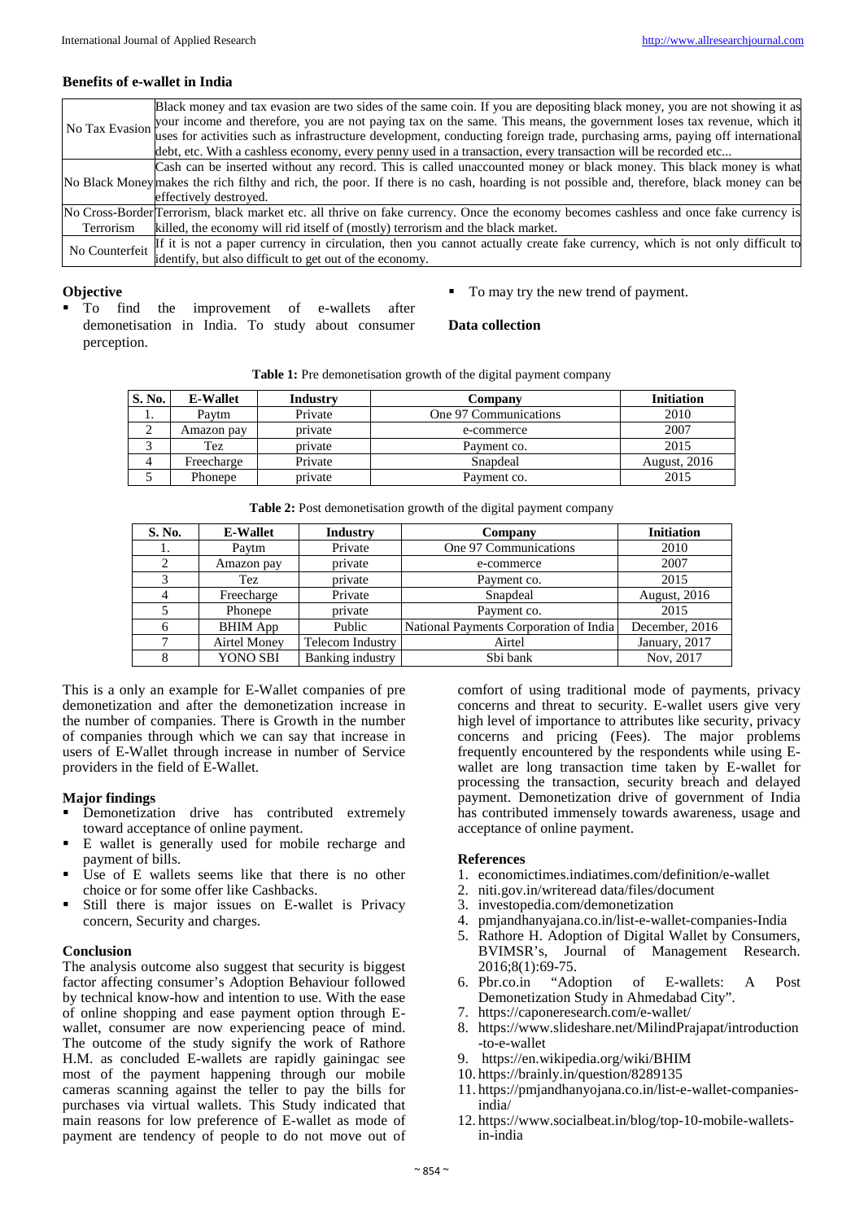### Benefits of e-wallet in India

| | |
|---|---|
| No Tax Evasion | Black money and tax evasion are two sides of the same coin. If you are depositing black money, you are not showing it as your income and therefore, you are not paying tax on the same. This means, the government loses tax revenue, which it uses for activities such as infrastructure development, conducting foreign trade, purchasing arms, paying off international debt, etc. With a cashless economy, every penny used in a transaction, every transaction will be recorded etc... |
| No Black Money | Cash can be inserted without any record. This is called unaccounted money or black money. This black money is what makes the rich filthy and rich, the poor. If there is no cash, hoarding is not possible and, therefore, black money can be effectively destroyed. |
| No Cross-Border Terrorism | Terrorism, black market etc. all thrive on fake currency. Once the economy becomes cashless and once fake currency is killed, the economy will rid itself of (mostly) terrorism and the black market. |
| No Counterfeit | If it is not a paper currency in circulation, then you cannot actually create fake currency, which is not only difficult to identify, but also difficult to get out of the economy. |

### Objective

- To find the improvement of e-wallets after demonetisation in India. To study about consumer perception.
- To may try the new trend of payment.

### Data collection

**Table 1:** Pre demonetisation growth of the digital payment company

| S. No. | E-Wallet | Industry | Company | Initiation |
|---|---|---|---|---|
| 1. | Paytm | Private | One 97 Communications | 2010 |
| 2 | Amazon pay | private | e-commerce | 2007 |
| 3 | Tez | private | Payment co. | 2015 |
| 4 | Freecharge | Private | Snapdeal | August, 2016 |
| 5 | Phonepe | private | Payment co. | 2015 |

**Table 2:** Post demonetisation growth of the digital payment company

| S. No. | E-Wallet | Industry | Company | Initiation |
|---|---|---|---|---|
| 1. | Paytm | Private | One 97 Communications | 2010 |
| 2 | Amazon pay | private | e-commerce | 2007 |
| 3 | Tez | private | Payment co. | 2015 |
| 4 | Freecharge | Private | Snapdeal | August, 2016 |
| 5 | Phonepe | private | Payment co. | 2015 |
| 6 | BHIM App | Public | National Payments Corporation of India | December, 2016 |
| 7 | Airtel Money | Telecom Industry | Airtel | January, 2017 |
| 8 | YONO SBI | Banking industry | Sbi bank | Nov, 2017 |

This is a only an example for E-Wallet companies of pre demonetization and after the demonetization increase in the number of companies. There is Growth in the number of companies through which we can say that increase in users of E-Wallet through increase in number of Service providers in the field of E-Wallet.

### Major findings

- Demonetization drive has contributed extremely toward acceptance of online payment.
- E wallet is generally used for mobile recharge and payment of bills.
- Use of E wallets seems like that there is no other choice or for some offer like Cashbacks.
- Still there is major issues on E-wallet is Privacy concern, Security and charges.

### Conclusion

The analysis outcome also suggest that security is biggest factor affecting consumer's Adoption Behaviour followed by technical know-how and intention to use. With the ease of online shopping and ease payment option through E-wallet, consumer are now experiencing peace of mind. The outcome of the study signify the work of Rathore H.M. as concluded E-wallets are rapidly gainingac see most of the payment happening through our mobile cameras scanning against the teller to pay the bills for purchases via virtual wallets. This Study indicated that main reasons for low preference of E-wallet as mode of payment are tendency of people to do not move out of comfort of using traditional mode of payments, privacy concerns and threat to security. E-wallet users give very high level of importance to attributes like security, privacy concerns and pricing (Fees). The major problems frequently encountered by the respondents while using E-wallet are long transaction time taken by E-wallet for processing the transaction, security breach and delayed payment. Demonetization drive of government of India has contributed immensely towards awareness, usage and acceptance of online payment.

### References

1. economictimes.indiatimes.com/definition/e-wallet
2. niti.gov.in/writeread data/files/document
3. investopedia.com/demonetization
4. pmjandhanyajana.co.in/list-e-wallet-companies-India
5. Rathore H. Adoption of Digital Wallet by Consumers, BVIMSR's, Journal of Management Research. 2016;8(1):69-75.
6. Pbr.co.in "Adoption of E-wallets: A Post Demonetization Study in Ahmedabad City".
7. https://caponeresearch.com/e-wallet/
8. https://www.slideshare.net/MilindPrajapat/introduction-to-e-wallet
9. https://en.wikipedia.org/wiki/BHIM
10. https://brainly.in/question/8289135
11. https://pmjandhanyojana.co.in/list-e-wallet-companies-india/
12. https://www.socialbeat.in/blog/top-10-mobile-wallets-in-india